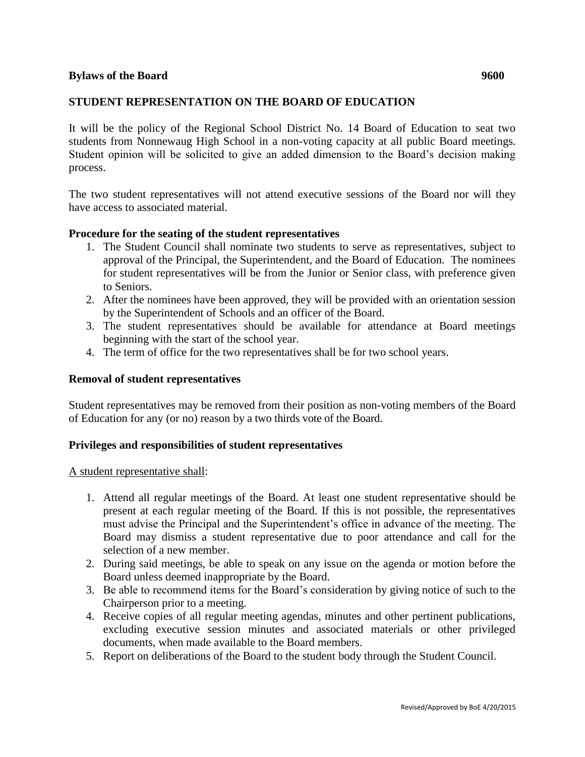**Bylaws of the Board** **9600**

## STUDENT REPRESENTATION ON THE BOARD OF EDUCATION

It will be the policy of the Regional School District No. 14 Board of Education to seat two students from Nonnewaug High School in a non-voting capacity at all public Board meetings. Student opinion will be solicited to give an added dimension to the Board's decision making process.

The two student representatives will not attend executive sessions of the Board nor will they have access to associated material.

### Procedure for the seating of the student representatives

1. The Student Council shall nominate two students to serve as representatives, subject to approval of the Principal, the Superintendent, and the Board of Education. The nominees for student representatives will be from the Junior or Senior class, with preference given to Seniors.
2. After the nominees have been approved, they will be provided with an orientation session by the Superintendent of Schools and an officer of the Board.
3. The student representatives should be available for attendance at Board meetings beginning with the start of the school year.
4. The term of office for the two representatives shall be for two school years.

### Removal of student representatives

Student representatives may be removed from their position as non-voting members of the Board of Education for any (or no) reason by a two thirds vote of the Board.

### Privileges and responsibilities of student representatives

A student representative shall:

1. Attend all regular meetings of the Board. At least one student representative should be present at each regular meeting of the Board. If this is not possible, the representatives must advise the Principal and the Superintendent's office in advance of the meeting. The Board may dismiss a student representative due to poor attendance and call for the selection of a new member.
2. During said meetings, be able to speak on any issue on the agenda or motion before the Board unless deemed inappropriate by the Board.
3. Be able to recommend items for the Board's consideration by giving notice of such to the Chairperson prior to a meeting.
4. Receive copies of all regular meeting agendas, minutes and other pertinent publications, excluding executive session minutes and associated materials or other privileged documents, when made available to the Board members.
5. Report on deliberations of the Board to the student body through the Student Council.

Revised/Approved by BoE 4/20/2015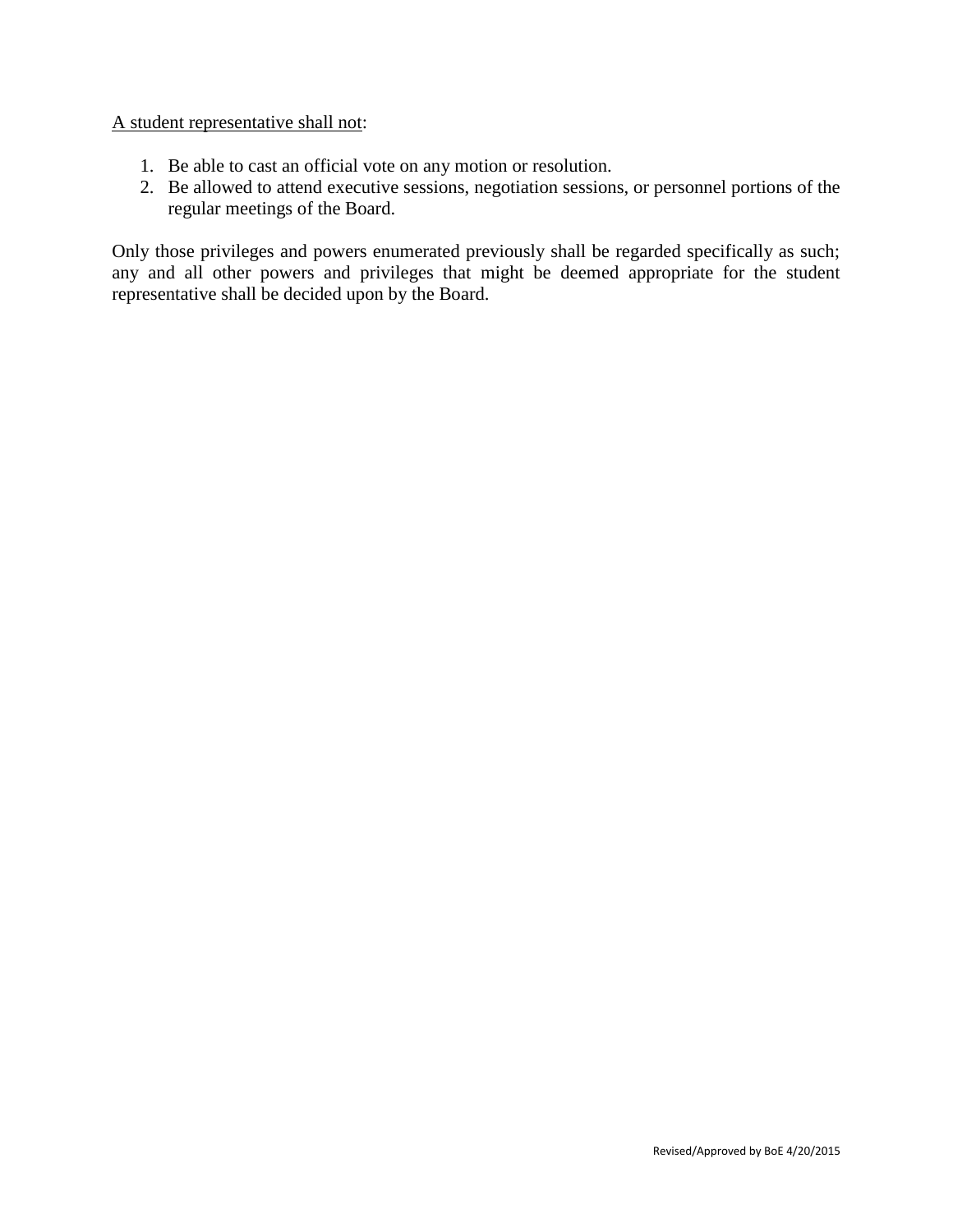<u>A student representative shall not</u>:

1. Be able to cast an official vote on any motion or resolution.
2. Be allowed to attend executive sessions, negotiation sessions, or personnel portions of the regular meetings of the Board.

Only those privileges and powers enumerated previously shall be regarded specifically as such; any and all other powers and privileges that might be deemed appropriate for the student representative shall be decided upon by the Board.

Revised/Approved by BoE 4/20/2015